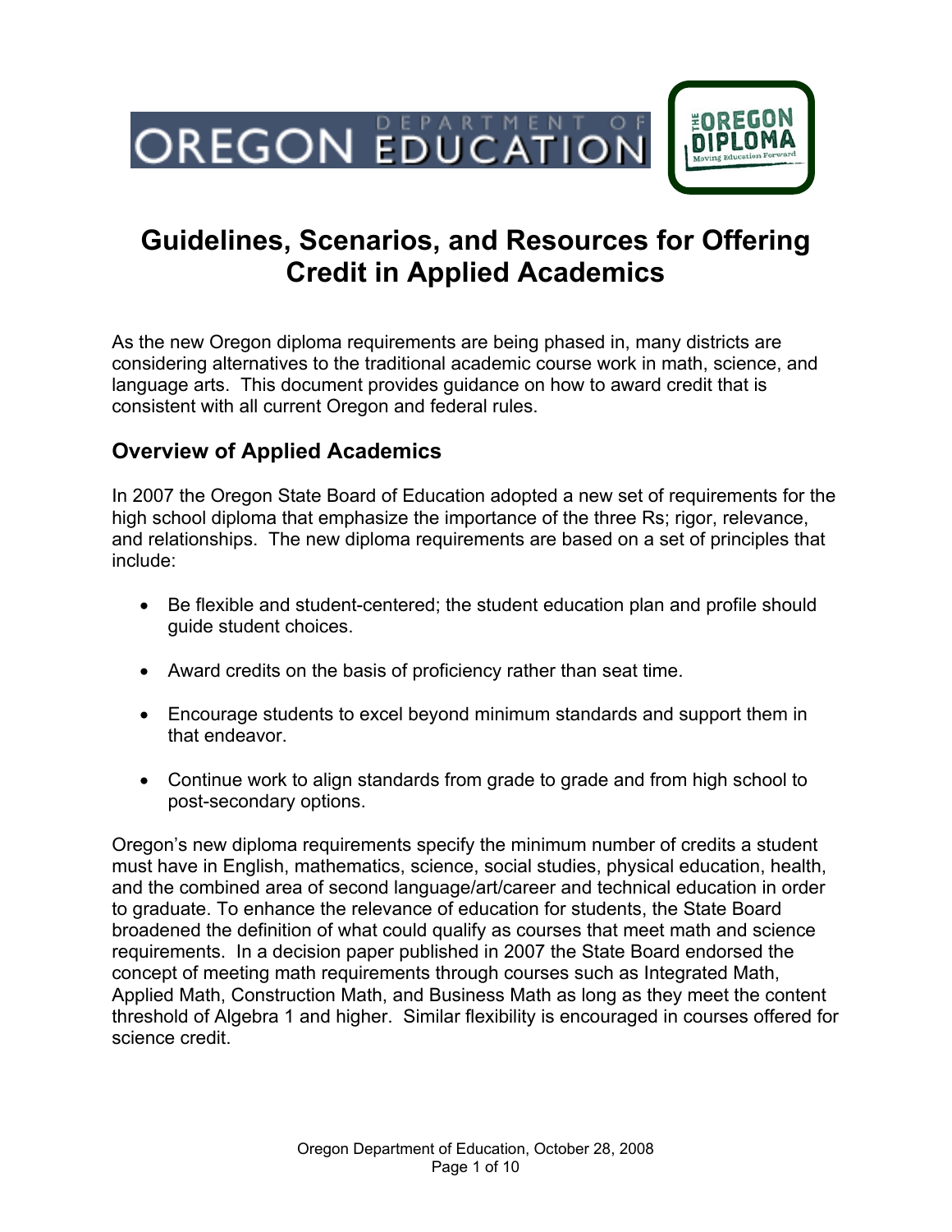# Guidelines, Scenarios, and Resources for Offering Credit in Applied Academics

As the new Oregon diploma requirements are being phased in, many districts are considering alternatives to the traditional academic course work in math, science, and language arts. This document provides guidance on how to award credit that is consistent with all current Oregon and federal rules.

## Overview of Applied Academics

In 2007 the Oregon State Board of Education adopted a new set of requirements for the high school diploma that emphasize the importance of the three Rs; rigor, relevance, and relationships. The new diploma requirements are based on a set of principles that include:

- Be flexible and student-centered; the student education plan and profile should guide student choices.
- Award credits on the basis of proficiency rather than seat time.
- Encourage students to excel beyond minimum standards and support them in that endeavor.
- Continue work to align standards from grade to grade and from high school to post-secondary options.

Oregon's new diploma requirements specify the minimum number of credits a student must have in English, mathematics, science, social studies, physical education, health, and the combined area of second language/art/career and technical education in order to graduate. To enhance the relevance of education for students, the State Board broadened the definition of what could qualify as courses that meet math and science requirements. In a decision paper published in 2007 the State Board endorsed the concept of meeting math requirements through courses such as Integrated Math, Applied Math, Construction Math, and Business Math as long as they meet the content threshold of Algebra 1 and higher. Similar flexibility is encouraged in courses offered for science credit.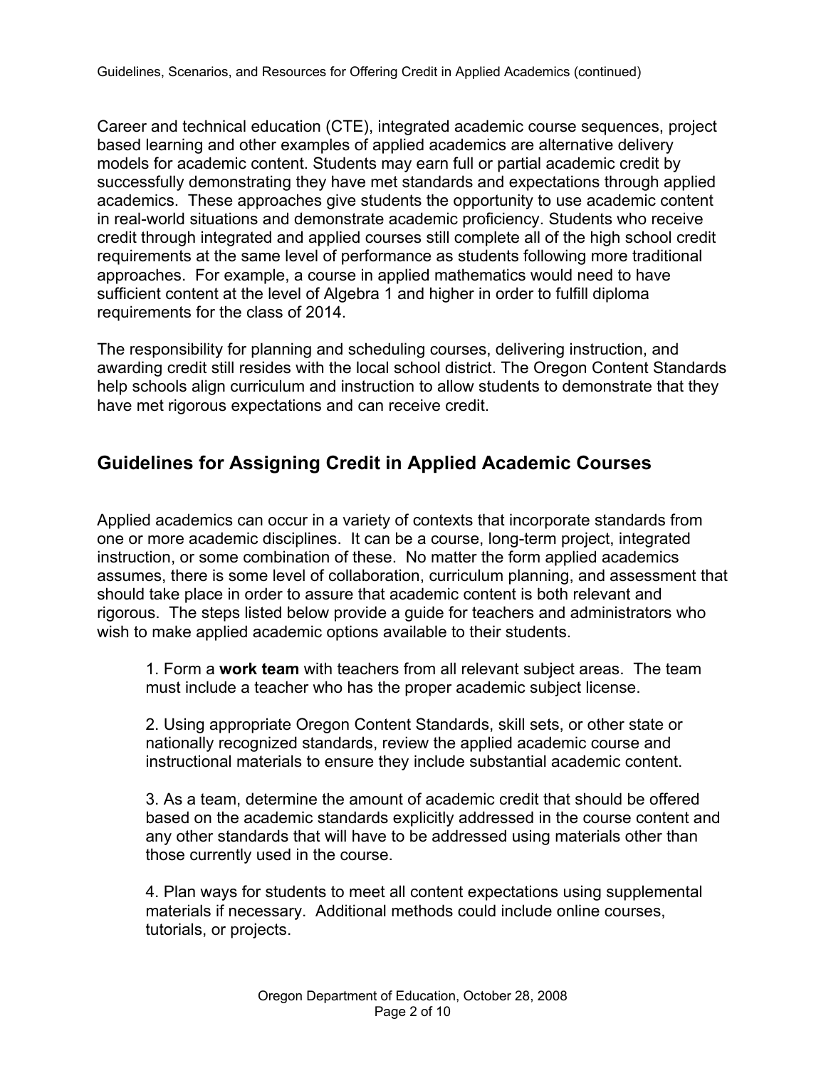Career and technical education (CTE), integrated academic course sequences, project based learning and other examples of applied academics are alternative delivery models for academic content. Students may earn full or partial academic credit by successfully demonstrating they have met standards and expectations through applied academics. These approaches give students the opportunity to use academic content in real-world situations and demonstrate academic proficiency. Students who receive credit through integrated and applied courses still complete all of the high school credit requirements at the same level of performance as students following more traditional approaches. For example, a course in applied mathematics would need to have sufficient content at the level of Algebra 1 and higher in order to fulfill diploma requirements for the class of 2014.

The responsibility for planning and scheduling courses, delivering instruction, and awarding credit still resides with the local school district. The Oregon Content Standards help schools align curriculum and instruction to allow students to demonstrate that they have met rigorous expectations and can receive credit.

## Guidelines for Assigning Credit in Applied Academic Courses

Applied academics can occur in a variety of contexts that incorporate standards from one or more academic disciplines. It can be a course, long-term project, integrated instruction, or some combination of these. No matter the form applied academics assumes, there is some level of collaboration, curriculum planning, and assessment that should take place in order to assure that academic content is both relevant and rigorous. The steps listed below provide a guide for teachers and administrators who wish to make applied academic options available to their students.

1. Form a **work team** with teachers from all relevant subject areas. The team must include a teacher who has the proper academic subject license.

2. Using appropriate Oregon Content Standards, skill sets, or other state or nationally recognized standards, review the applied academic course and instructional materials to ensure they include substantial academic content.

3. As a team, determine the amount of academic credit that should be offered based on the academic standards explicitly addressed in the course content and any other standards that will have to be addressed using materials other than those currently used in the course.

4. Plan ways for students to meet all content expectations using supplemental materials if necessary. Additional methods could include online courses, tutorials, or projects.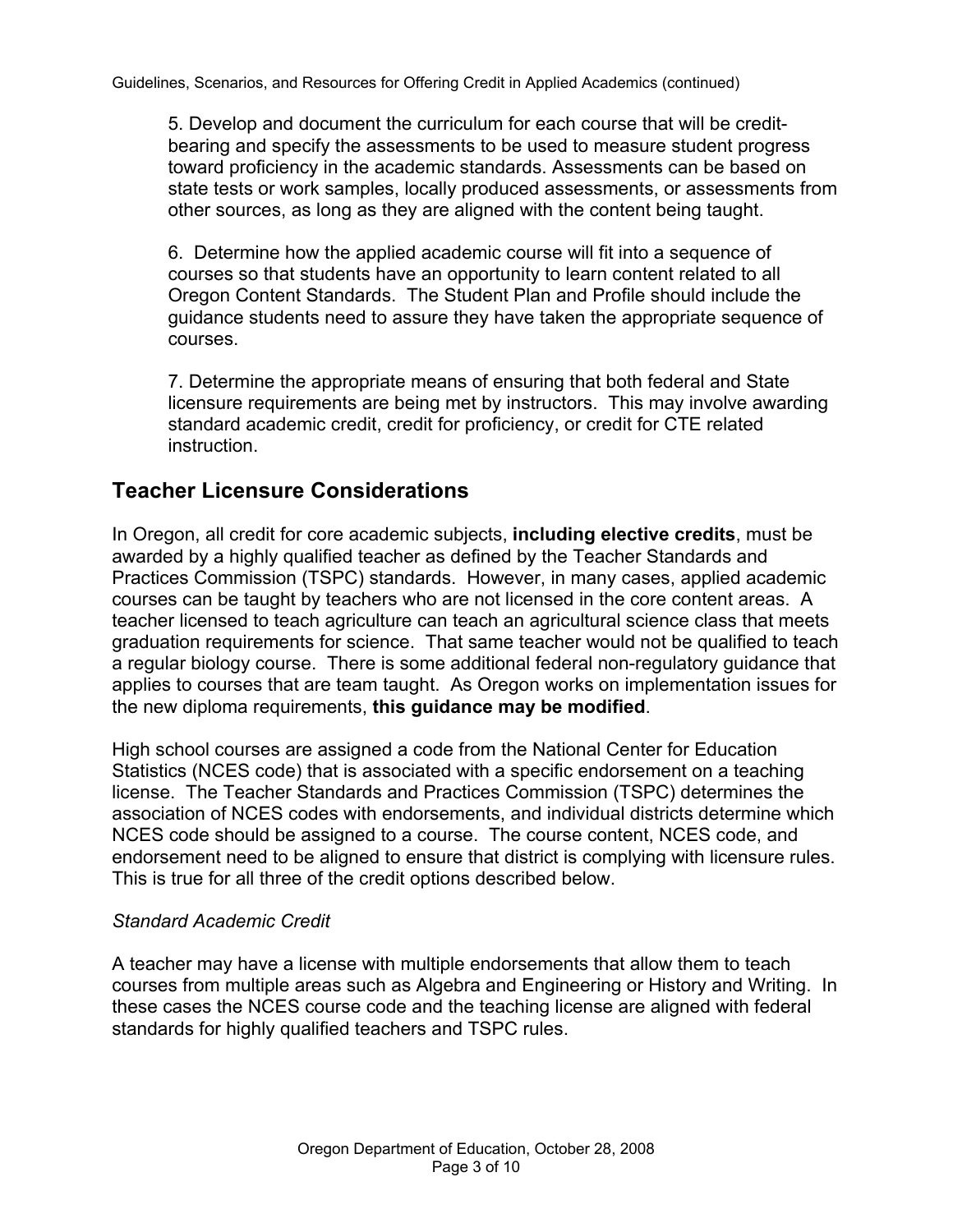5. Develop and document the curriculum for each course that will be credit-bearing and specify the assessments to be used to measure student progress toward proficiency in the academic standards. Assessments can be based on state tests or work samples, locally produced assessments, or assessments from other sources, as long as they are aligned with the content being taught.

6. Determine how the applied academic course will fit into a sequence of courses so that students have an opportunity to learn content related to all Oregon Content Standards. The Student Plan and Profile should include the guidance students need to assure they have taken the appropriate sequence of courses.

7. Determine the appropriate means of ensuring that both federal and State licensure requirements are being met by instructors. This may involve awarding standard academic credit, credit for proficiency, or credit for CTE related instruction.

## Teacher Licensure Considerations

In Oregon, all credit for core academic subjects, **including elective credits**, must be awarded by a highly qualified teacher as defined by the Teacher Standards and Practices Commission (TSPC) standards. However, in many cases, applied academic courses can be taught by teachers who are not licensed in the core content areas. A teacher licensed to teach agriculture can teach an agricultural science class that meets graduation requirements for science. That same teacher would not be qualified to teach a regular biology course. There is some additional federal non-regulatory guidance that applies to courses that are team taught. As Oregon works on implementation issues for the new diploma requirements, **this guidance may be modified**.

High school courses are assigned a code from the National Center for Education Statistics (NCES code) that is associated with a specific endorsement on a teaching license. The Teacher Standards and Practices Commission (TSPC) determines the association of NCES codes with endorsements, and individual districts determine which NCES code should be assigned to a course. The course content, NCES code, and endorsement need to be aligned to ensure that district is complying with licensure rules. This is true for all three of the credit options described below.

*Standard Academic Credit*

A teacher may have a license with multiple endorsements that allow them to teach courses from multiple areas such as Algebra and Engineering or History and Writing. In these cases the NCES course code and the teaching license are aligned with federal standards for highly qualified teachers and TSPC rules.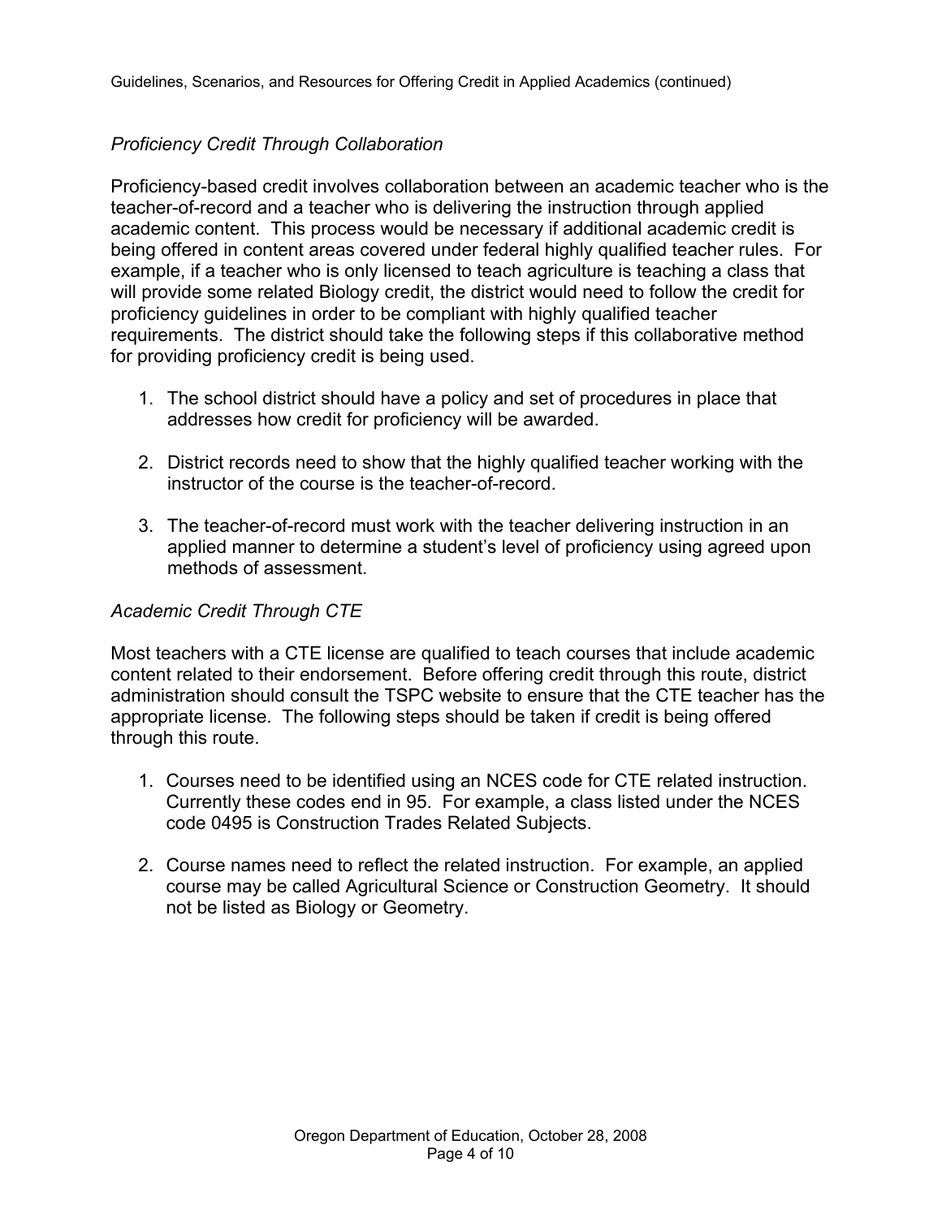*Proficiency Credit Through Collaboration*

Proficiency-based credit involves collaboration between an academic teacher who is the teacher-of-record and a teacher who is delivering the instruction through applied academic content. This process would be necessary if additional academic credit is being offered in content areas covered under federal highly qualified teacher rules. For example, if a teacher who is only licensed to teach agriculture is teaching a class that will provide some related Biology credit, the district would need to follow the credit for proficiency guidelines in order to be compliant with highly qualified teacher requirements. The district should take the following steps if this collaborative method for providing proficiency credit is being used.

1. The school district should have a policy and set of procedures in place that addresses how credit for proficiency will be awarded.

2. District records need to show that the highly qualified teacher working with the instructor of the course is the teacher-of-record.

3. The teacher-of-record must work with the teacher delivering instruction in an applied manner to determine a student's level of proficiency using agreed upon methods of assessment.

*Academic Credit Through CTE*

Most teachers with a CTE license are qualified to teach courses that include academic content related to their endorsement. Before offering credit through this route, district administration should consult the TSPC website to ensure that the CTE teacher has the appropriate license. The following steps should be taken if credit is being offered through this route.

1. Courses need to be identified using an NCES code for CTE related instruction. Currently these codes end in 95. For example, a class listed under the NCES code 0495 is Construction Trades Related Subjects.

2. Course names need to reflect the related instruction. For example, an applied course may be called Agricultural Science or Construction Geometry. It should not be listed as Biology or Geometry.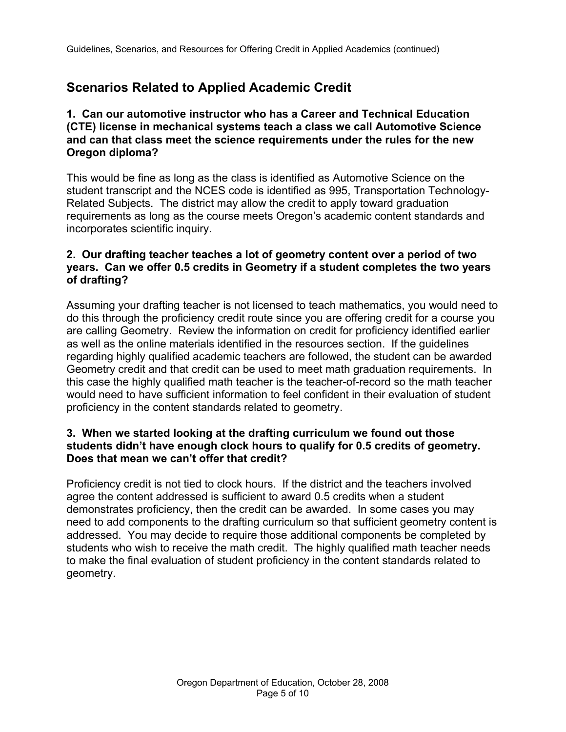## Scenarios Related to Applied Academic Credit

**1. Can our automotive instructor who has a Career and Technical Education (CTE) license in mechanical systems teach a class we call Automotive Science and can that class meet the science requirements under the rules for the new Oregon diploma?**

This would be fine as long as the class is identified as Automotive Science on the student transcript and the NCES code is identified as 995, Transportation Technology-Related Subjects. The district may allow the credit to apply toward graduation requirements as long as the course meets Oregon's academic content standards and incorporates scientific inquiry.

**2. Our drafting teacher teaches a lot of geometry content over a period of two years. Can we offer 0.5 credits in Geometry if a student completes the two years of drafting?**

Assuming your drafting teacher is not licensed to teach mathematics, you would need to do this through the proficiency credit route since you are offering credit for a course you are calling Geometry. Review the information on credit for proficiency identified earlier as well as the online materials identified in the resources section. If the guidelines regarding highly qualified academic teachers are followed, the student can be awarded Geometry credit and that credit can be used to meet math graduation requirements. In this case the highly qualified math teacher is the teacher-of-record so the math teacher would need to have sufficient information to feel confident in their evaluation of student proficiency in the content standards related to geometry.

**3. When we started looking at the drafting curriculum we found out those students didn't have enough clock hours to qualify for 0.5 credits of geometry. Does that mean we can't offer that credit?**

Proficiency credit is not tied to clock hours. If the district and the teachers involved agree the content addressed is sufficient to award 0.5 credits when a student demonstrates proficiency, then the credit can be awarded. In some cases you may need to add components to the drafting curriculum so that sufficient geometry content is addressed. You may decide to require those additional components be completed by students who wish to receive the math credit. The highly qualified math teacher needs to make the final evaluation of student proficiency in the content standards related to geometry.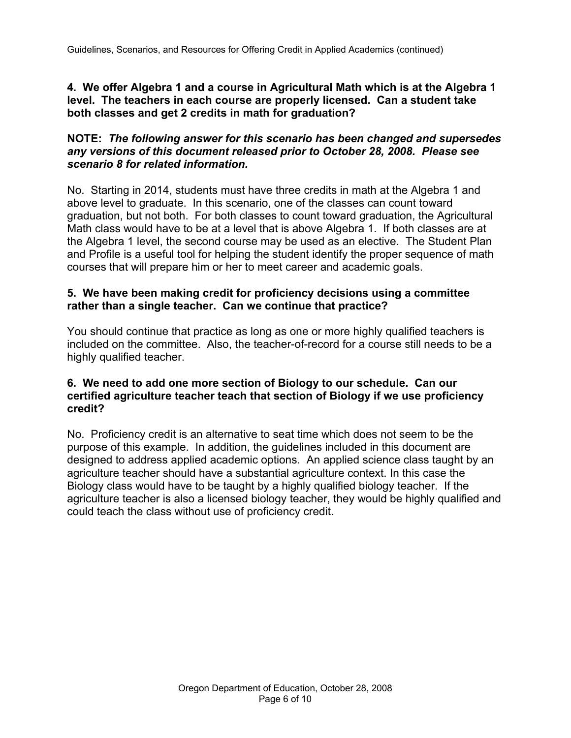**4. We offer Algebra 1 and a course in Agricultural Math which is at the Algebra 1 level. The teachers in each course are properly licensed. Can a student take both classes and get 2 credits in math for graduation?**

**NOTE:** ***The following answer for this scenario has been changed and supersedes any versions of this document released prior to October 28, 2008. Please see scenario 8 for related information.***

No. Starting in 2014, students must have three credits in math at the Algebra 1 and above level to graduate. In this scenario, one of the classes can count toward graduation, but not both. For both classes to count toward graduation, the Agricultural Math class would have to be at a level that is above Algebra 1. If both classes are at the Algebra 1 level, the second course may be used as an elective. The Student Plan and Profile is a useful tool for helping the student identify the proper sequence of math courses that will prepare him or her to meet career and academic goals.

**5. We have been making credit for proficiency decisions using a committee rather than a single teacher. Can we continue that practice?**

You should continue that practice as long as one or more highly qualified teachers is included on the committee. Also, the teacher-of-record for a course still needs to be a highly qualified teacher.

**6. We need to add one more section of Biology to our schedule. Can our certified agriculture teacher teach that section of Biology if we use proficiency credit?**

No. Proficiency credit is an alternative to seat time which does not seem to be the purpose of this example. In addition, the guidelines included in this document are designed to address applied academic options. An applied science class taught by an agriculture teacher should have a substantial agriculture context. In this case the Biology class would have to be taught by a highly qualified biology teacher. If the agriculture teacher is also a licensed biology teacher, they would be highly qualified and could teach the class without use of proficiency credit.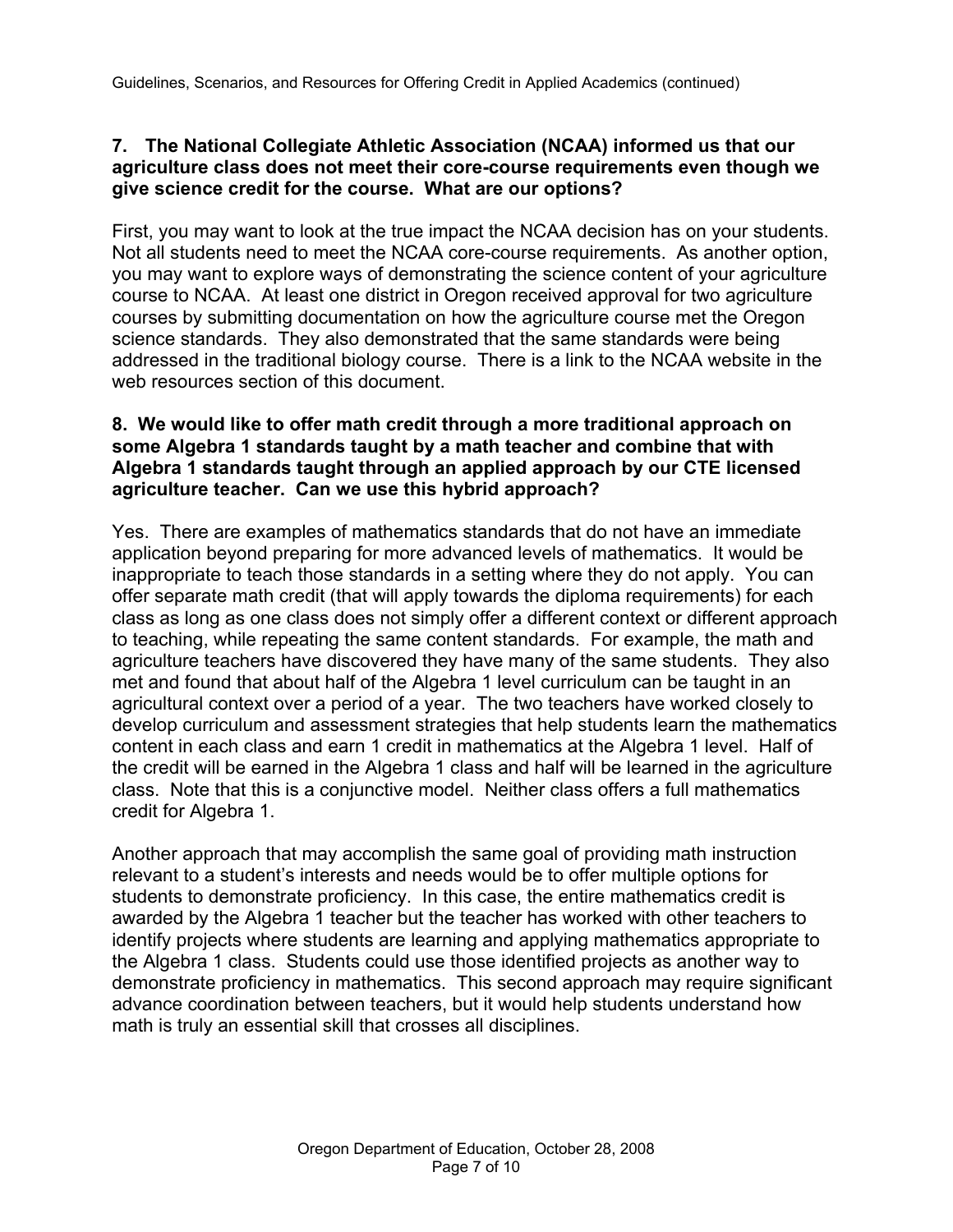**7. The National Collegiate Athletic Association (NCAA) informed us that our agriculture class does not meet their core-course requirements even though we give science credit for the course. What are our options?**

First, you may want to look at the true impact the NCAA decision has on your students. Not all students need to meet the NCAA core-course requirements. As another option, you may want to explore ways of demonstrating the science content of your agriculture course to NCAA. At least one district in Oregon received approval for two agriculture courses by submitting documentation on how the agriculture course met the Oregon science standards. They also demonstrated that the same standards were being addressed in the traditional biology course. There is a link to the NCAA website in the web resources section of this document.

**8. We would like to offer math credit through a more traditional approach on some Algebra 1 standards taught by a math teacher and combine that with Algebra 1 standards taught through an applied approach by our CTE licensed agriculture teacher. Can we use this hybrid approach?**

Yes. There are examples of mathematics standards that do not have an immediate application beyond preparing for more advanced levels of mathematics. It would be inappropriate to teach those standards in a setting where they do not apply. You can offer separate math credit (that will apply towards the diploma requirements) for each class as long as one class does not simply offer a different context or different approach to teaching, while repeating the same content standards. For example, the math and agriculture teachers have discovered they have many of the same students. They also met and found that about half of the Algebra 1 level curriculum can be taught in an agricultural context over a period of a year. The two teachers have worked closely to develop curriculum and assessment strategies that help students learn the mathematics content in each class and earn 1 credit in mathematics at the Algebra 1 level. Half of the credit will be earned in the Algebra 1 class and half will be learned in the agriculture class. Note that this is a conjunctive model. Neither class offers a full mathematics credit for Algebra 1.

Another approach that may accomplish the same goal of providing math instruction relevant to a student's interests and needs would be to offer multiple options for students to demonstrate proficiency. In this case, the entire mathematics credit is awarded by the Algebra 1 teacher but the teacher has worked with other teachers to identify projects where students are learning and applying mathematics appropriate to the Algebra 1 class. Students could use those identified projects as another way to demonstrate proficiency in mathematics. This second approach may require significant advance coordination between teachers, but it would help students understand how math is truly an essential skill that crosses all disciplines.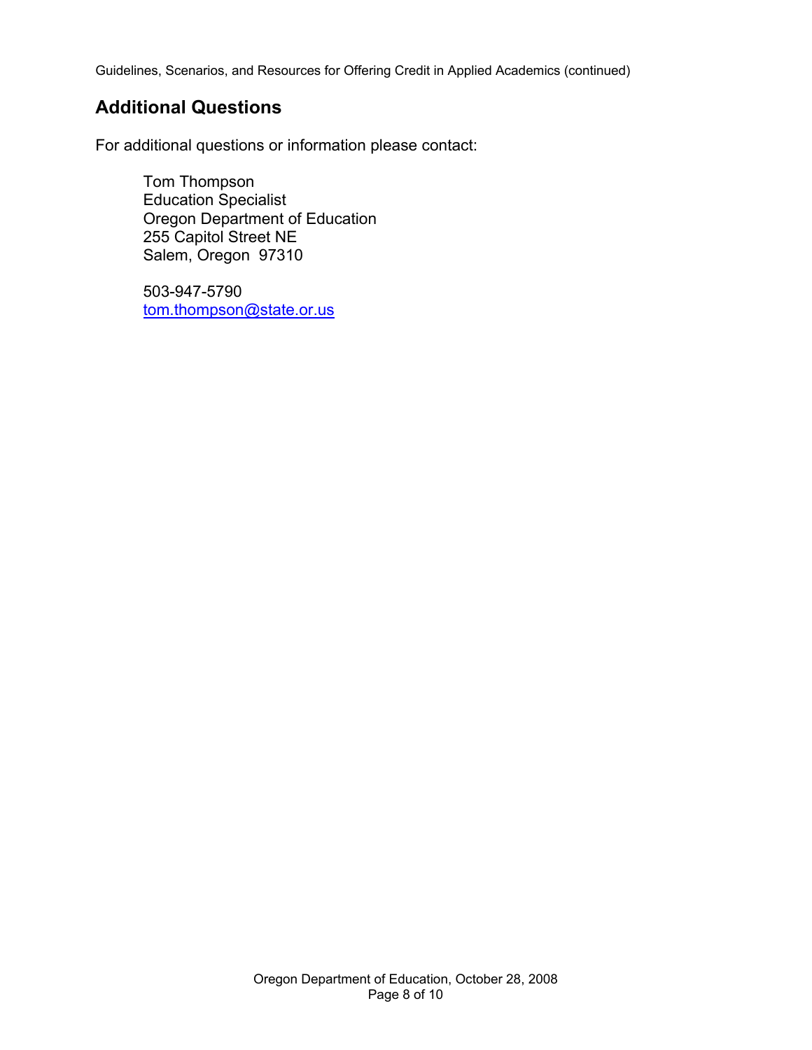## Additional Questions

For additional questions or information please contact:

Tom Thompson
Education Specialist
Oregon Department of Education
255 Capitol Street NE
Salem, Oregon 97310

503-947-5790
tom.thompson@state.or.us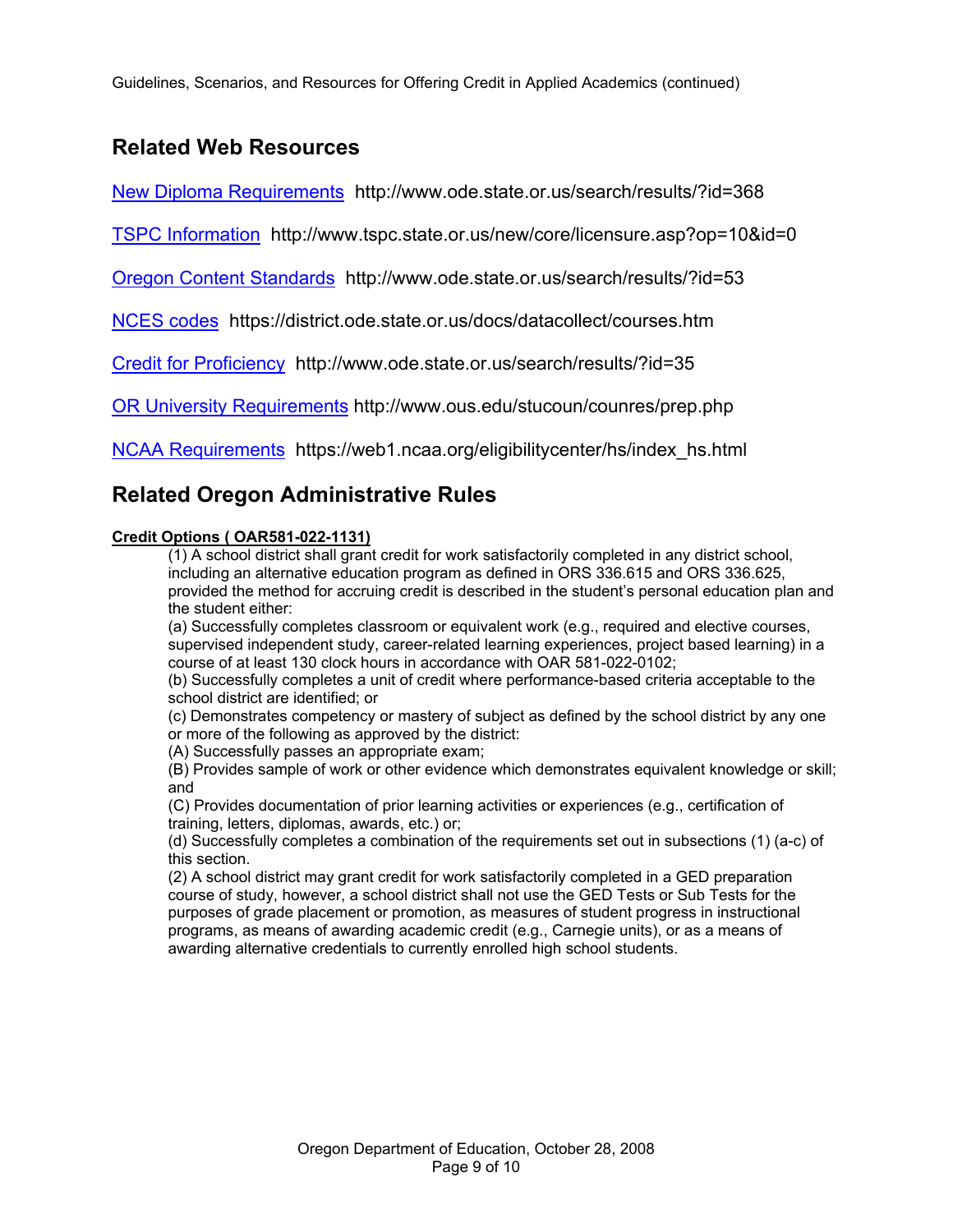## Related Web Resources

New Diploma Requirements http://www.ode.state.or.us/search/results/?id=368

TSPC Information http://www.tspc.state.or.us/new/core/licensure.asp?op=10&id=0

Oregon Content Standards http://www.ode.state.or.us/search/results/?id=53

NCES codes https://district.ode.state.or.us/docs/datacollect/courses.htm

Credit for Proficiency http://www.ode.state.or.us/search/results/?id=35

OR University Requirements http://www.ous.edu/stucoun/counres/prep.php

NCAA Requirements https://web1.ncaa.org/eligibilitycenter/hs/index_hs.html

## Related Oregon Administrative Rules

**Credit Options ( OAR581-022-1131)**

(1) A school district shall grant credit for work satisfactorily completed in any district school, including an alternative education program as defined in ORS 336.615 and ORS 336.625, provided the method for accruing credit is described in the student's personal education plan and the student either:

(a) Successfully completes classroom or equivalent work (e.g., required and elective courses, supervised independent study, career-related learning experiences, project based learning) in a course of at least 130 clock hours in accordance with OAR 581-022-0102;

(b) Successfully completes a unit of credit where performance-based criteria acceptable to the school district are identified; or

(c) Demonstrates competency or mastery of subject as defined by the school district by any one or more of the following as approved by the district:

(A) Successfully passes an appropriate exam;

(B) Provides sample of work or other evidence which demonstrates equivalent knowledge or skill; and

(C) Provides documentation of prior learning activities or experiences (e.g., certification of training, letters, diplomas, awards, etc.) or;

(d) Successfully completes a combination of the requirements set out in subsections (1) (a-c) of this section.

(2) A school district may grant credit for work satisfactorily completed in a GED preparation course of study, however, a school district shall not use the GED Tests or Sub Tests for the purposes of grade placement or promotion, as measures of student progress in instructional programs, as means of awarding academic credit (e.g., Carnegie units), or as a means of awarding alternative credentials to currently enrolled high school students.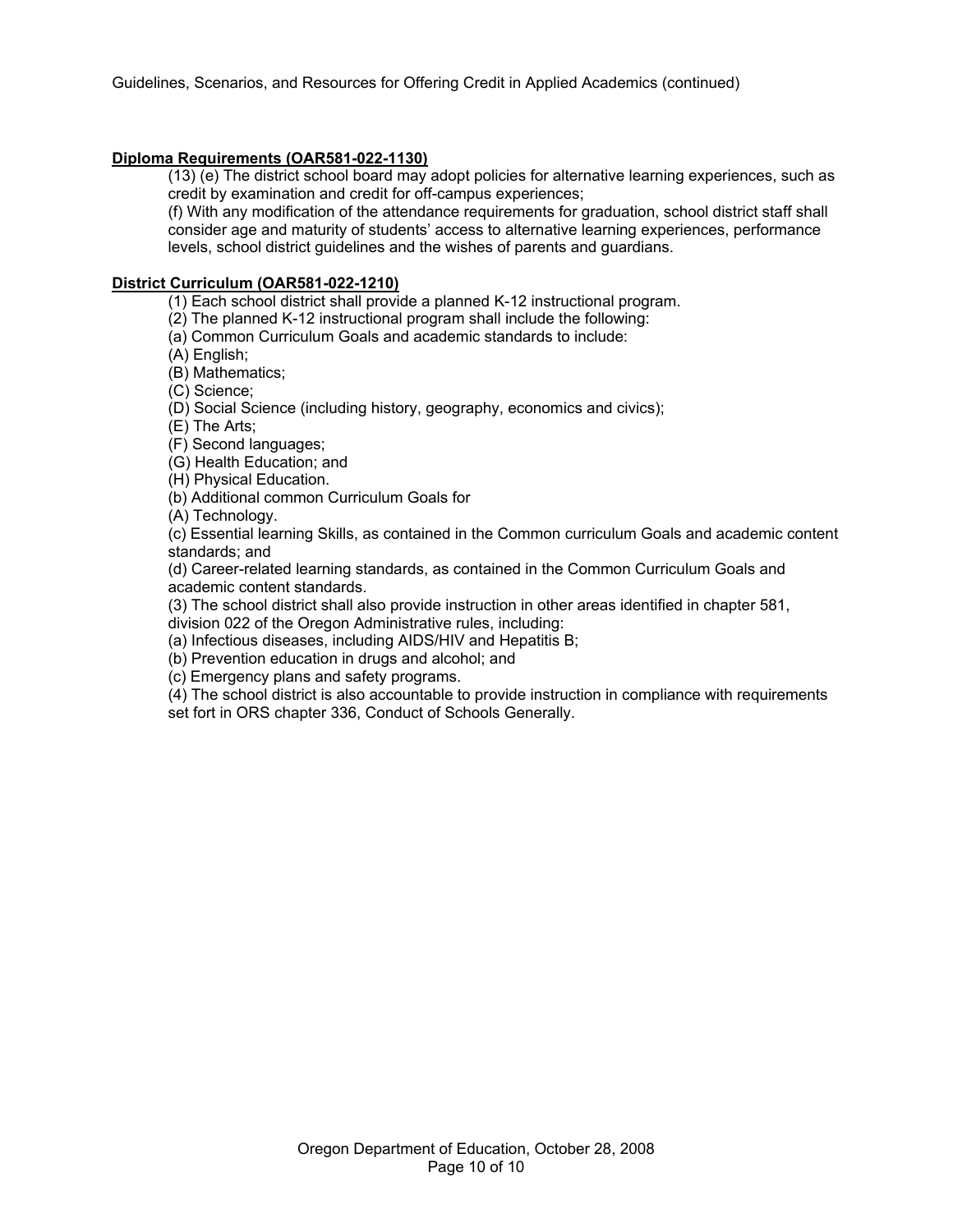**Diploma Requirements (OAR581-022-1130)**

(13) (e) The district school board may adopt policies for alternative learning experiences, such as credit by examination and credit for off-campus experiences;

(f) With any modification of the attendance requirements for graduation, school district staff shall consider age and maturity of students' access to alternative learning experiences, performance levels, school district guidelines and the wishes of parents and guardians.

**District Curriculum (OAR581-022-1210)**

(1) Each school district shall provide a planned K-12 instructional program.
(2) The planned K-12 instructional program shall include the following:
(a) Common Curriculum Goals and academic standards to include:
(A) English;
(B) Mathematics;
(C) Science;
(D) Social Science (including history, geography, economics and civics);
(E) The Arts;
(F) Second languages;
(G) Health Education; and
(H) Physical Education.
(b) Additional common Curriculum Goals for
(A) Technology.
(c) Essential learning Skills, as contained in the Common curriculum Goals and academic content standards; and
(d) Career-related learning standards, as contained in the Common Curriculum Goals and academic content standards.
(3) The school district shall also provide instruction in other areas identified in chapter 581, division 022 of the Oregon Administrative rules, including:
(a) Infectious diseases, including AIDS/HIV and Hepatitis B;
(b) Prevention education in drugs and alcohol; and
(c) Emergency plans and safety programs.
(4) The school district is also accountable to provide instruction in compliance with requirements set fort in ORS chapter 336, Conduct of Schools Generally.